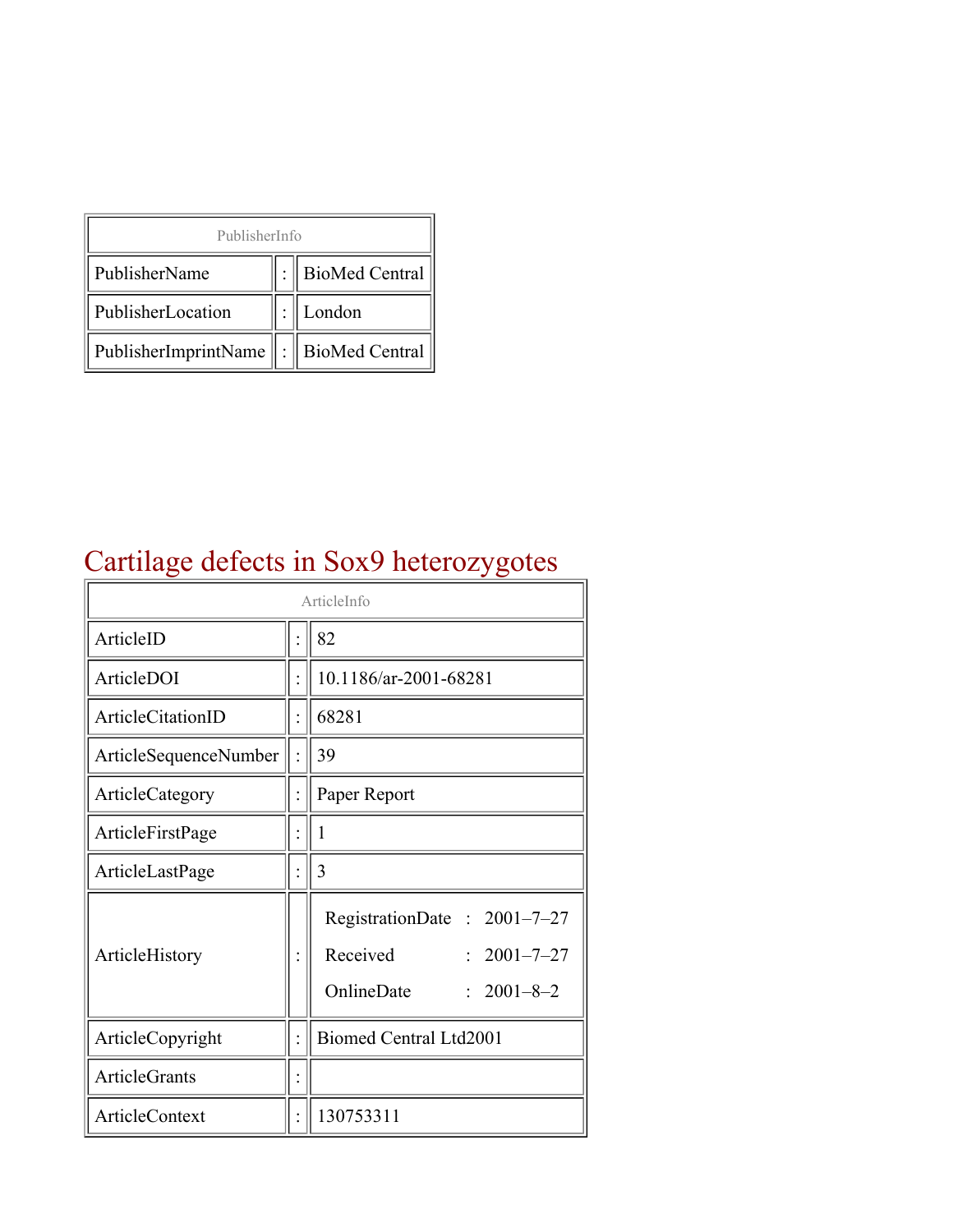| PublisherInfo | | |
|---|---|---|
| PublisherName | : | BioMed Central |
| PublisherLocation | : | London |
| PublisherImprintName | : | BioMed Central |

# Cartilage defects in Sox9 heterozygotes

| ArticleInfo | | |
|---|---|---|
| ArticleID | : | 82 |
| ArticleDOI | : | 10.1186/ar-2001-68281 |
| ArticleCitationID | : | 68281 |
| ArticleSequenceNumber | : | 39 |
| ArticleCategory | : | Paper Report |
| ArticleFirstPage | : | 1 |
| ArticleLastPage | : | 3 |
| ArticleHistory | : | RegistrationDate : 2001–7–27<br>Received : 2001–7–27<br>OnlineDate : 2001–8–2 |
| ArticleCopyright | : | Biomed Central Ltd2001 |
| ArticleGrants | : | |
| ArticleContext | : | 130753311 |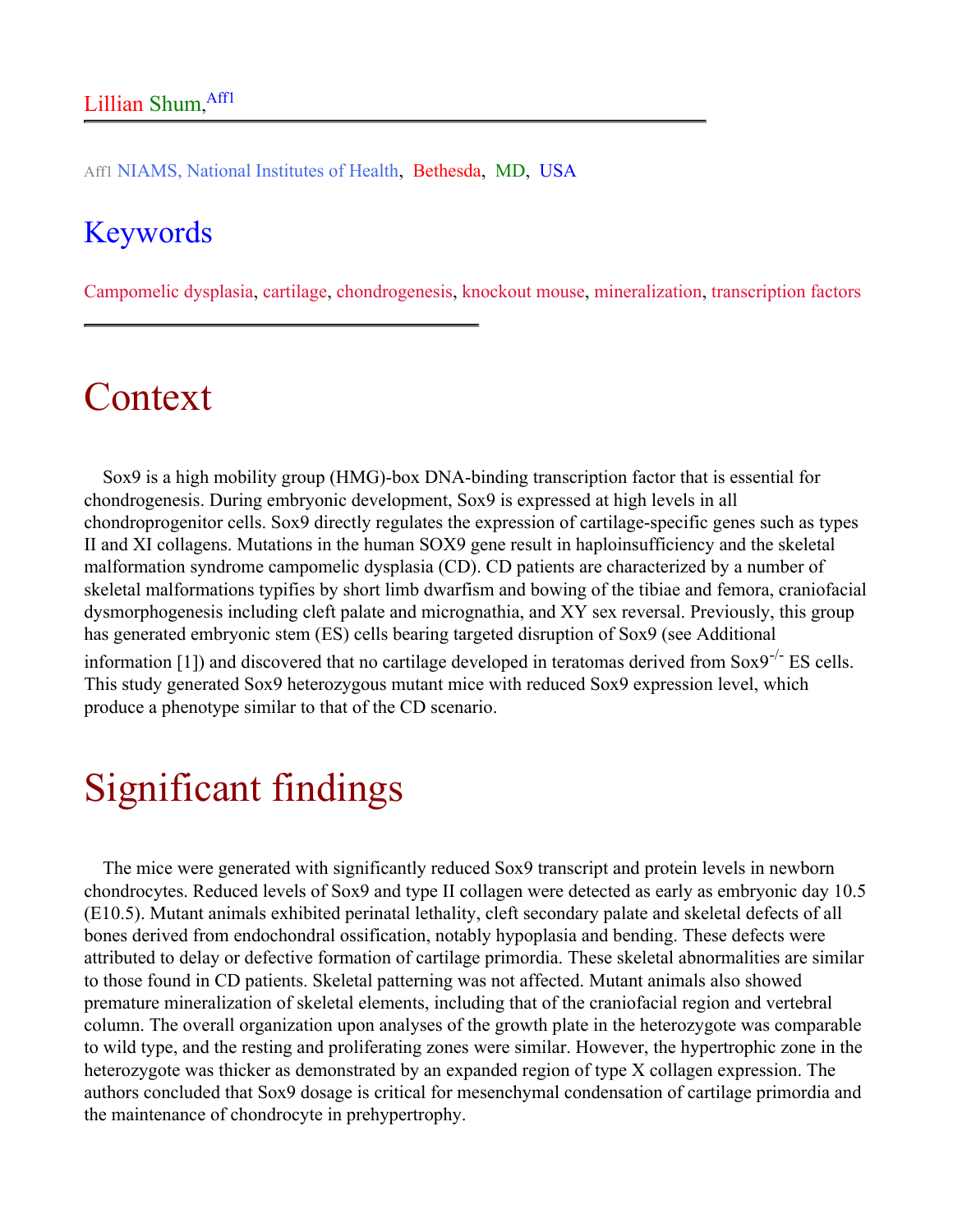Lillian Shum,[Aff1]

Aff1 NIAMS, National Institutes of Health, Bethesda, MD, USA

## Keywords

Campomelic dysplasia, cartilage, chondrogenesis, knockout mouse, mineralization, transcription factors

# Context

Sox9 is a high mobility group (HMG)-box DNA-binding transcription factor that is essential for chondrogenesis. During embryonic development, Sox9 is expressed at high levels in all chondroprogenitor cells. Sox9 directly regulates the expression of cartilage-specific genes such as types II and XI collagens. Mutations in the human SOX9 gene result in haploinsufficiency and the skeletal malformation syndrome campomelic dysplasia (CD). CD patients are characterized by a number of skeletal malformations typifies by short limb dwarfism and bowing of the tibiae and femora, craniofacial dysmorphogenesis including cleft palate and micrognathia, and XY sex reversal. Previously, this group has generated embryonic stem (ES) cells bearing targeted disruption of Sox9 (see Additional information [1]) and discovered that no cartilage developed in teratomas derived from $Sox9^{-/-}$ ES cells. This study generated Sox9 heterozygous mutant mice with reduced Sox9 expression level, which produce a phenotype similar to that of the CD scenario.

# Significant findings

The mice were generated with significantly reduced Sox9 transcript and protein levels in newborn chondrocytes. Reduced levels of Sox9 and type II collagen were detected as early as embryonic day 10.5 (E10.5). Mutant animals exhibited perinatal lethality, cleft secondary palate and skeletal defects of all bones derived from endochondral ossification, notably hypoplasia and bending. These defects were attributed to delay or defective formation of cartilage primordia. These skeletal abnormalities are similar to those found in CD patients. Skeletal patterning was not affected. Mutant animals also showed premature mineralization of skeletal elements, including that of the craniofacial region and vertebral column. The overall organization upon analyses of the growth plate in the heterozygote was comparable to wild type, and the resting and proliferating zones were similar. However, the hypertrophic zone in the heterozygote was thicker as demonstrated by an expanded region of type X collagen expression. The authors concluded that Sox9 dosage is critical for mesenchymal condensation of cartilage primordia and the maintenance of chondrocyte in prehypertrophy.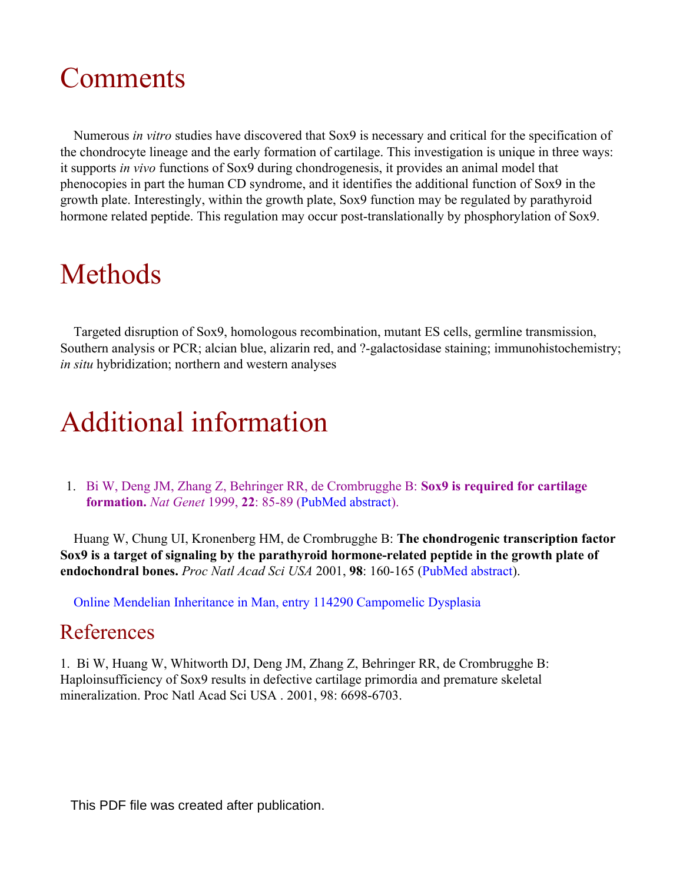# Comments

Numerous *in vitro* studies have discovered that Sox9 is necessary and critical for the specification of the chondrocyte lineage and the early formation of cartilage. This investigation is unique in three ways: it supports *in vivo* functions of Sox9 during chondrogenesis, it provides an animal model that phenocopies in part the human CD syndrome, and it identifies the additional function of Sox9 in the growth plate. Interestingly, within the growth plate, Sox9 function may be regulated by parathyroid hormone related peptide. This regulation may occur post-translationally by phosphorylation of Sox9.

# Methods

Targeted disruption of Sox9, homologous recombination, mutant ES cells, germline transmission, Southern analysis or PCR; alcian blue, alizarin red, and ?-galactosidase staining; immunohistochemistry; *in situ* hybridization; northern and western analyses

# Additional information

1. Bi W, Deng JM, Zhang Z, Behringer RR, de Crombrugghe B: **Sox9 is required for cartilage formation.** *Nat Genet* 1999, **22**: 85-89 (PubMed abstract).

Huang W, Chung UI, Kronenberg HM, de Crombrugghe B: **The chondrogenic transcription factor Sox9 is a target of signaling by the parathyroid hormone-related peptide in the growth plate of endochondral bones.** *Proc Natl Acad Sci USA* 2001, **98**: 160-165 (PubMed abstract).

Online Mendelian Inheritance in Man, entry 114290 Campomelic Dysplasia

## References

1. Bi W, Huang W, Whitworth DJ, Deng JM, Zhang Z, Behringer RR, de Crombrugghe B: Haploinsufficiency of Sox9 results in defective cartilage primordia and premature skeletal mineralization. Proc Natl Acad Sci USA . 2001, 98: 6698-6703.

This PDF file was created after publication.